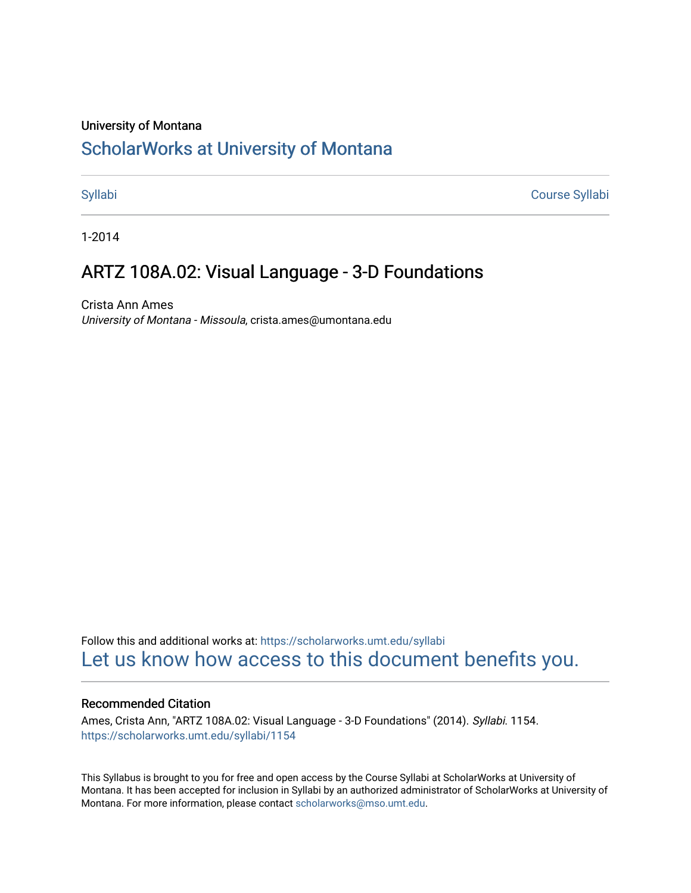University of Montana

# ScholarWorks at University of Montana

Syllabi Course Syllabi

1-2014

## ARTZ 108A.02: Visual Language - 3-D Foundations

Crista Ann Ames
*University of Montana - Missoula*, crista.ames@umontana.edu

Follow this and additional works at: https://scholarworks.umt.edu/syllabi
Let us know how access to this document benefits you.

### Recommended Citation

Ames, Crista Ann, "ARTZ 108A.02: Visual Language - 3-D Foundations" (2014). *Syllabi*. 1154.
https://scholarworks.umt.edu/syllabi/1154

This Syllabus is brought to you for free and open access by the Course Syllabi at ScholarWorks at University of Montana. It has been accepted for inclusion in Syllabi by an authorized administrator of ScholarWorks at University of Montana. For more information, please contact scholarworks@mso.umt.edu.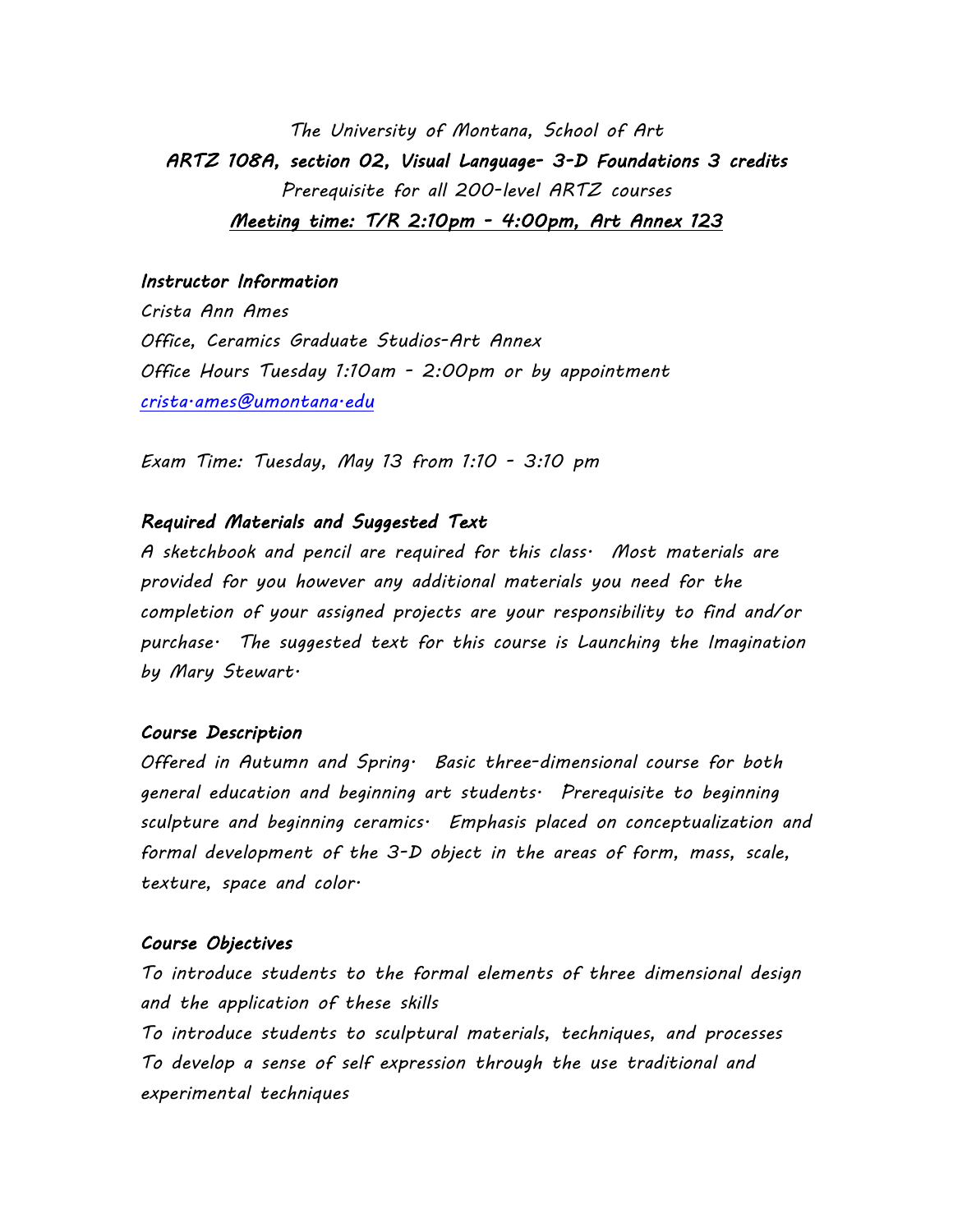*The University of Montana, School of Art*

***ARTZ 108A, section 02, Visual Language- 3-D Foundations 3 credits***

*Prerequisite for all 200-level ARTZ courses*

***Meeting time: T/R 2:10pm - 4:00pm, Art Annex 123***

### *Instructor Information*

*Crista Ann Ames*

*Office, Ceramics Graduate Studios-Art Annex*

*Office Hours Tuesday 1:10am - 2:00pm or by appointment*

*crista.ames@umontana.edu*

*Exam Time: Tuesday, May 13 from 1:10 - 3:10 pm*

### *Required Materials and Suggested Text*

*A sketchbook and pencil are required for this class. Most materials are provided for you however any additional materials you need for the completion of your assigned projects are your responsibility to find and/or purchase. The suggested text for this course is Launching the Imagination by Mary Stewart.*

### *Course Description*

*Offered in Autumn and Spring. Basic three-dimensional course for both general education and beginning art students. Prerequisite to beginning sculpture and beginning ceramics. Emphasis placed on conceptualization and formal development of the 3-D object in the areas of form, mass, scale, texture, space and color.*

### *Course Objectives*

*To introduce students to the formal elements of three dimensional design and the application of these skills*

*To introduce students to sculptural materials, techniques, and processes*

*To develop a sense of self expression through the use traditional and experimental techniques*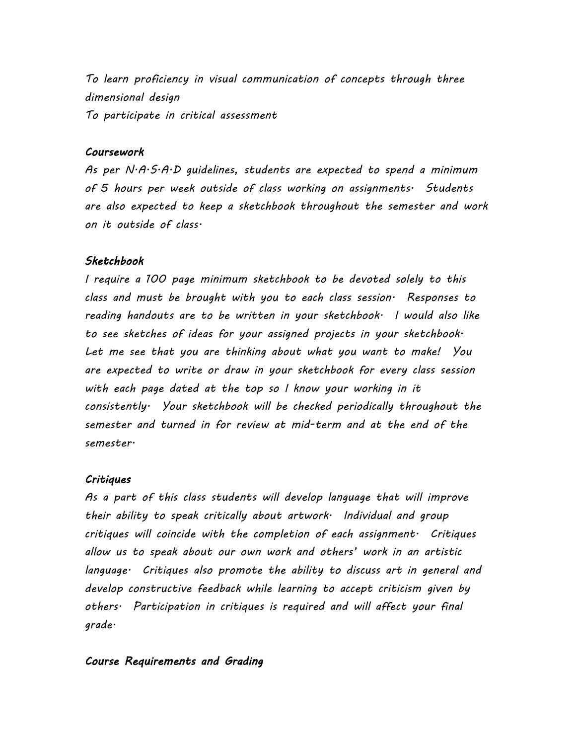To learn proficiency in visual communication of concepts through three dimensional design
To participate in critical assessment

### *Coursework*

*As per N.A.S.A.D guidelines, students are expected to spend a minimum of 5 hours per week outside of class working on assignments. Students are also expected to keep a sketchbook throughout the semester and work on it outside of class.*

### *Sketchbook*

*I require a 100 page minimum sketchbook to be devoted solely to this class and must be brought with you to each class session. Responses to reading handouts are to be written in your sketchbook. I would also like to see sketches of ideas for your assigned projects in your sketchbook. Let me see that you are thinking about what you want to make! You are expected to write or draw in your sketchbook for every class session with each page dated at the top so I know your working in it consistently. Your sketchbook will be checked periodically throughout the semester and turned in for review at mid-term and at the end of the semester.*

### *Critiques*

*As a part of this class students will develop language that will improve their ability to speak critically about artwork. Individual and group critiques will coincide with the completion of each assignment. Critiques allow us to speak about our own work and others' work in an artistic language. Critiques also promote the ability to discuss art in general and develop constructive feedback while learning to accept criticism given by others. Participation in critiques is required and will affect your final grade.*

### *Course Requirements and Grading*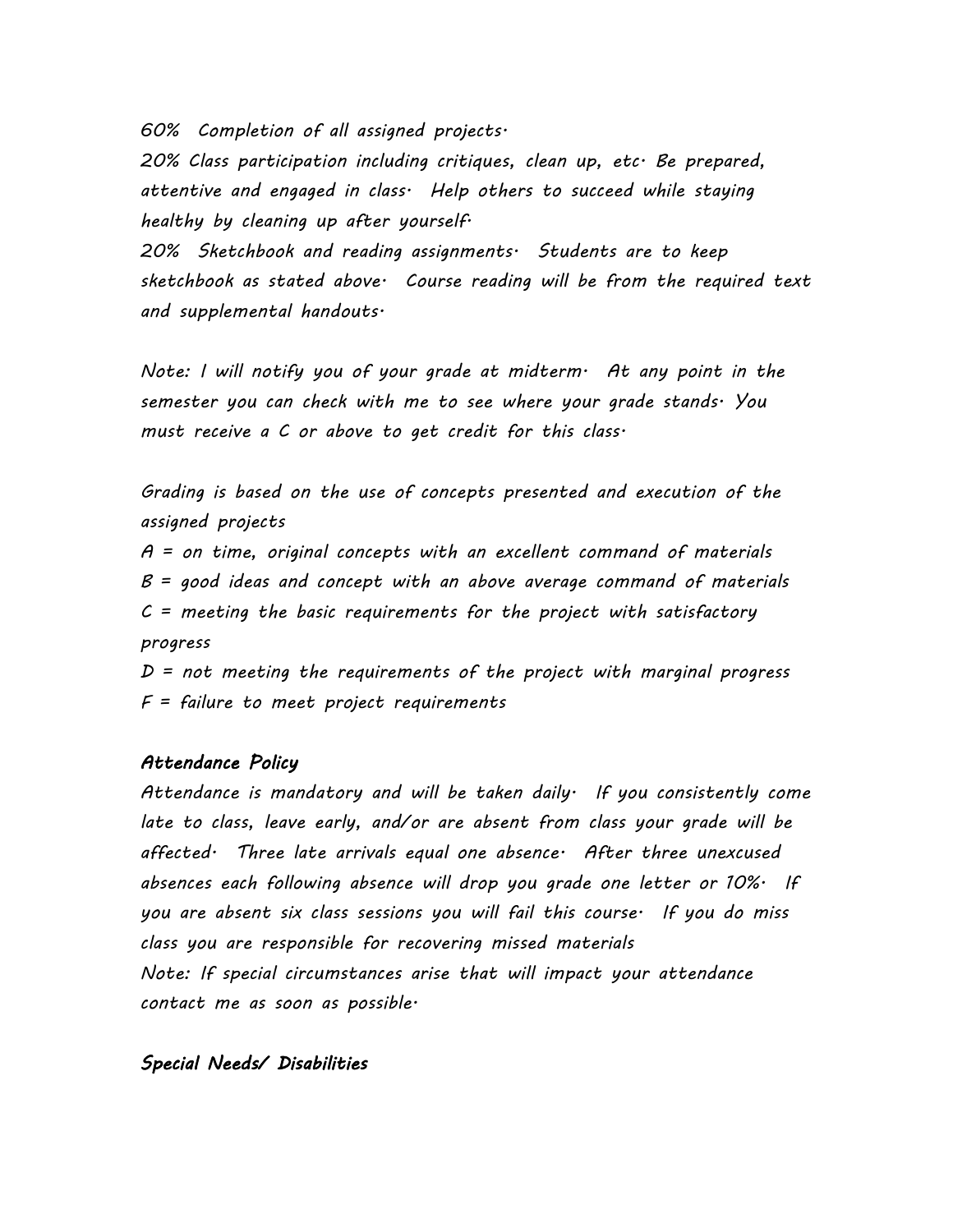60% Completion of all assigned projects.
20% Class participation including critiques, clean up, etc. Be prepared, attentive and engaged in class. Help others to succeed while staying healthy by cleaning up after yourself.
20% Sketchbook and reading assignments. Students are to keep sketchbook as stated above. Course reading will be from the required text and supplemental handouts.

Note: I will notify you of your grade at midterm. At any point in the semester you can check with me to see where your grade stands. You must receive a C or above to get credit for this class.

Grading is based on the use of concepts presented and execution of the assigned projects
A = on time, original concepts with an excellent command of materials
B = good ideas and concept with an above average command of materials
C = meeting the basic requirements for the project with satisfactory progress
D = not meeting the requirements of the project with marginal progress
F = failure to meet project requirements

### Attendance Policy

Attendance is mandatory and will be taken daily. If you consistently come late to class, leave early, and/or are absent from class your grade will be affected. Three late arrivals equal one absence. After three unexcused absences each following absence will drop you grade one letter or 10%. If you are absent six class sessions you will fail this course. If you do miss class you are responsible for recovering missed materials
Note: If special circumstances arise that will impact your attendance contact me as soon as possible.

### Special Needs/ Disabilities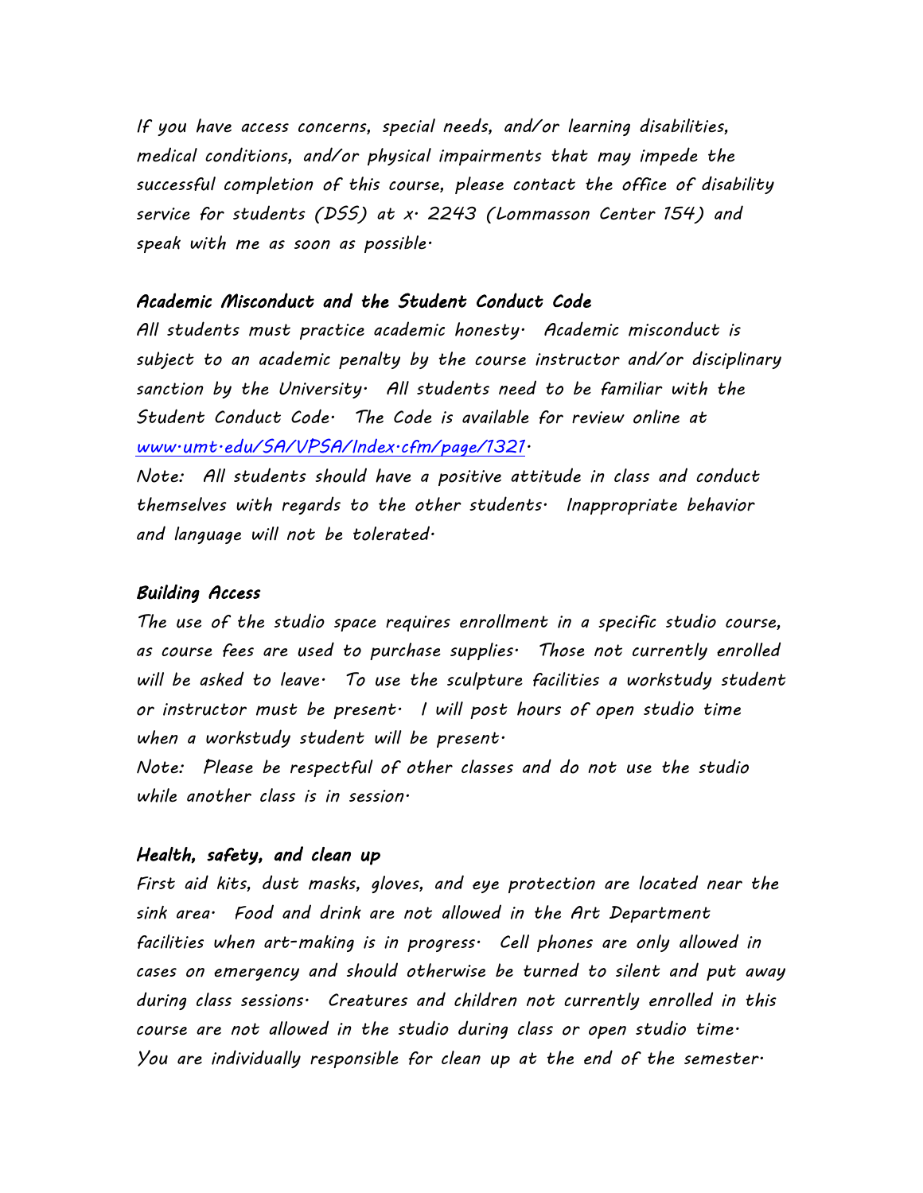If you have access concerns, special needs, and/or learning disabilities, medical conditions, and/or physical impairments that may impede the successful completion of this course, please contact the office of disability service for students (DSS) at x. 2243 (Lommasson Center 154) and speak with me as soon as possible.

### Academic Misconduct and the Student Conduct Code

All students must practice academic honesty. Academic misconduct is subject to an academic penalty by the course instructor and/or disciplinary sanction by the University. All students need to be familiar with the Student Conduct Code. The Code is available for review online at [www.umt.edu/SA/VPSA/Index.cfm/page/1321](www.umt.edu/SA/VPSA/Index.cfm/page/1321).

Note: All students should have a positive attitude in class and conduct themselves with regards to the other students. Inappropriate behavior and language will not be tolerated.

### Building Access

The use of the studio space requires enrollment in a specific studio course, as course fees are used to purchase supplies. Those not currently enrolled will be asked to leave. To use the sculpture facilities a workstudy student or instructor must be present. I will post hours of open studio time when a workstudy student will be present.

Note: Please be respectful of other classes and do not use the studio while another class is in session.

### Health, safety, and clean up

First aid kits, dust masks, gloves, and eye protection are located near the sink area. Food and drink are not allowed in the Art Department facilities when art-making is in progress. Cell phones are only allowed in cases on emergency and should otherwise be turned to silent and put away during class sessions. Creatures and children not currently enrolled in this course are not allowed in the studio during class or open studio time. You are individually responsible for clean up at the end of the semester.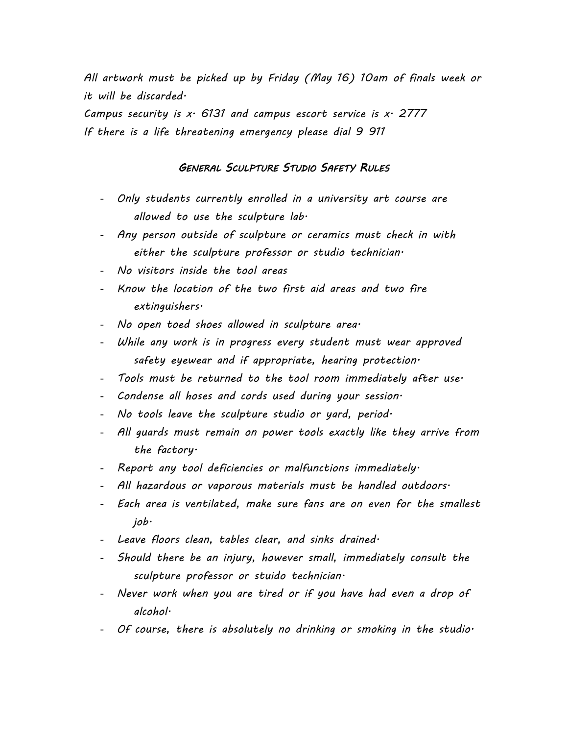*All artwork must be picked up by Friday (May 16) 10am of finals week or it will be discarded.*

*Campus security is x. 6131 and campus escort service is x. 2777*

*If there is a life threatening emergency please dial 9 911*

### *GENERAL SCULPTURE STUDIO SAFETY RULES*

- *Only students currently enrolled in a university art course are allowed to use the sculpture lab.*
- *Any person outside of sculpture or ceramics must check in with either the sculpture professor or studio technician.*
- *No visitors inside the tool areas*
- *Know the location of the two first aid areas and two fire extinguishers.*
- *No open toed shoes allowed in sculpture area.*
- *While any work is in progress every student must wear approved safety eyewear and if appropriate, hearing protection.*
- *Tools must be returned to the tool room immediately after use.*
- *Condense all hoses and cords used during your session.*
- *No tools leave the sculpture studio or yard, period.*
- *All guards must remain on power tools exactly like they arrive from the factory.*
- *Report any tool deficiencies or malfunctions immediately.*
- *All hazardous or vaporous materials must be handled outdoors.*
- *Each area is ventilated, make sure fans are on even for the smallest job.*
- *Leave floors clean, tables clear, and sinks drained.*
- *Should there be an injury, however small, immediately consult the sculpture professor or stuido technician.*
- *Never work when you are tired or if you have had even a drop of alcohol.*
- *Of course, there is absolutely no drinking or smoking in the studio.*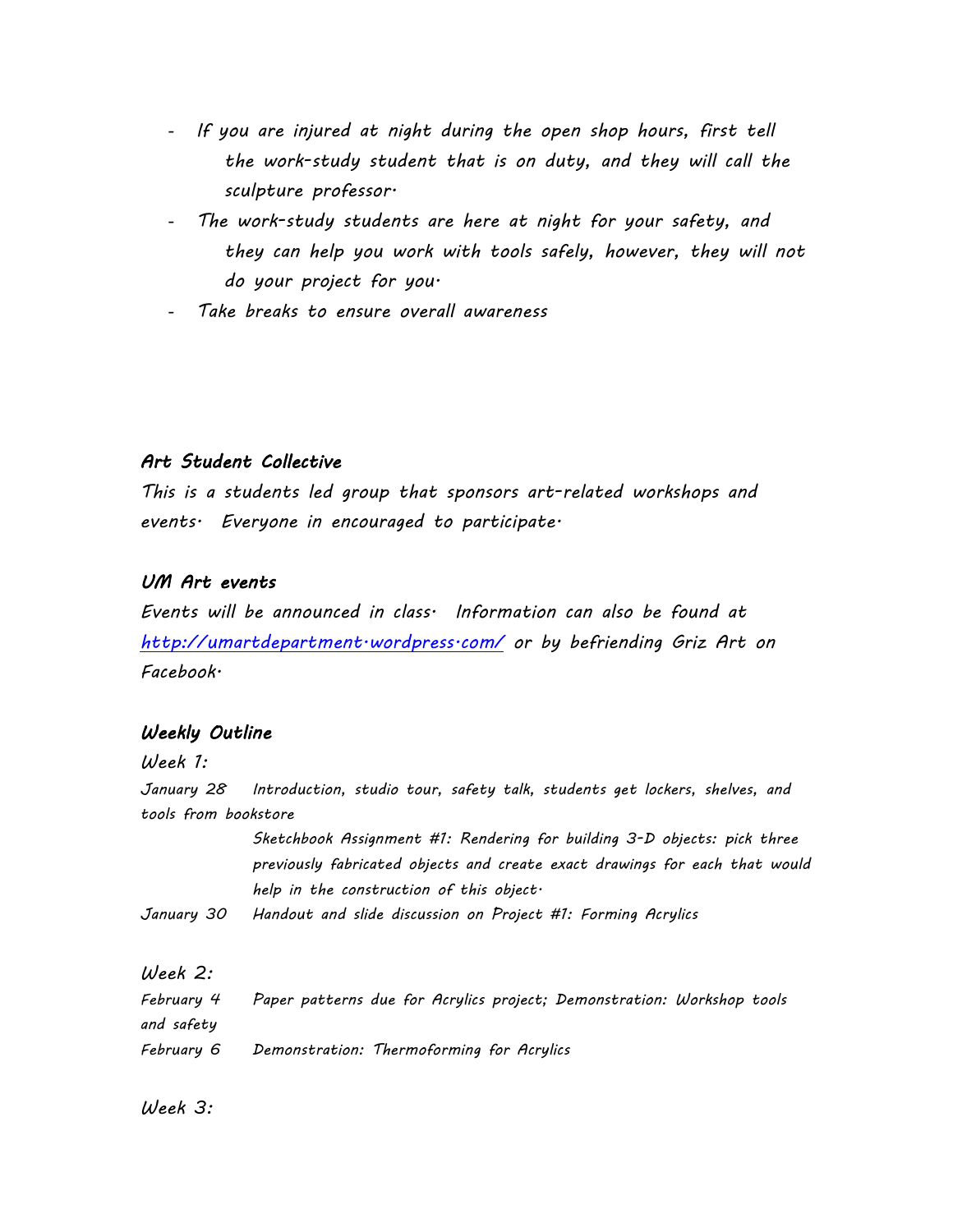- *If you are injured at night during the open shop hours, first tell the work-study student that is on duty, and they will call the sculpture professor.*
- *The work-study students are here at night for your safety, and they can help you work with tools safely, however, they will not do your project for you.*
- *Take breaks to ensure overall awareness*

### *Art Student Collective*

*This is a students led group that sponsors art-related workshops and events. Everyone in encouraged to participate.*

### *UM Art events*

*Events will be announced in class. Information can also be found at [http://umartdepartment.wordpress.com/](http://umartdepartment.wordpress.com/) or by befriending Griz Art on Facebook.*

### *Weekly Outline*

*Week 1:*

*January 28* &nbsp;&nbsp; *Introduction, studio tour, safety talk, students get lockers, shelves, and tools from bookstore*

*Sketchbook Assignment #1: Rendering for building 3-D objects: pick three previously fabricated objects and create exact drawings for each that would help in the construction of this object.*

*January 30* &nbsp;&nbsp; *Handout and slide discussion on Project #1: Forming Acrylics*

*Week 2:*

*February 4* &nbsp;&nbsp; *Paper patterns due for Acrylics project; Demonstration: Workshop tools and safety*

*February 6* &nbsp;&nbsp; *Demonstration: Thermoforming for Acrylics*

*Week 3:*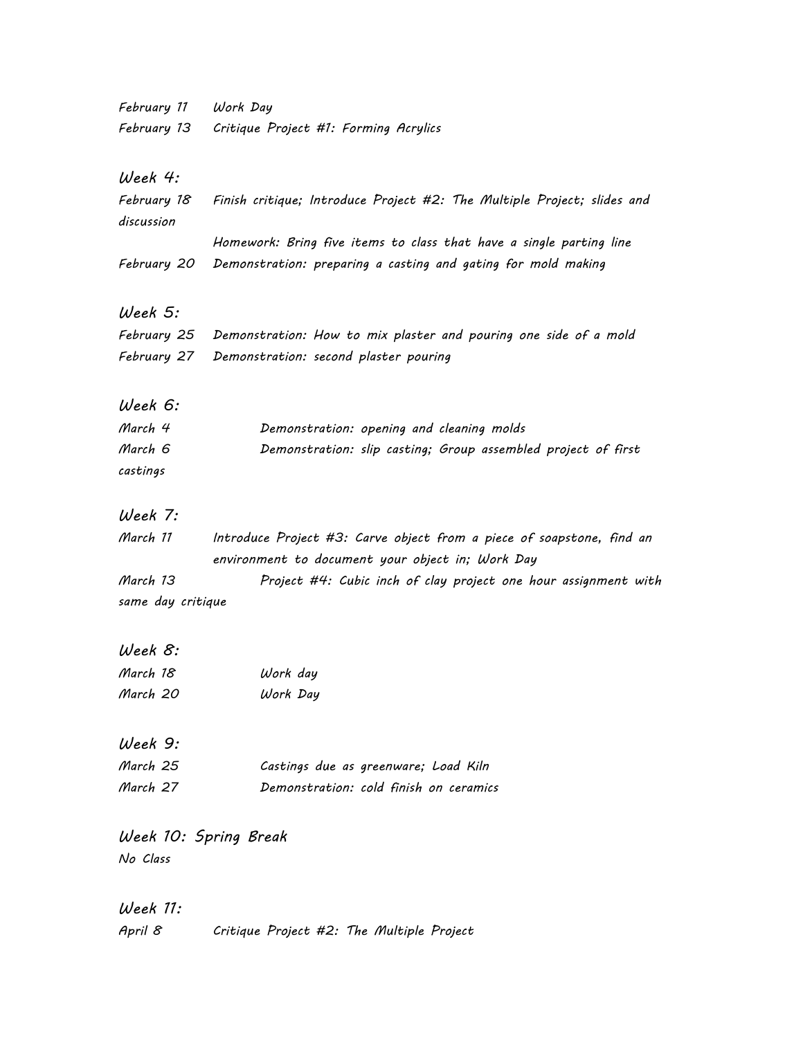*February 11 Work Day*
*February 13 Critique Project #1: Forming Acrylics*

## *Week 4:*

*February 18 Finish critique; Introduce Project #2: The Multiple Project; slides and discussion*
*Homework: Bring five items to class that have a single parting line*
*February 20 Demonstration: preparing a casting and gating for mold making*

## *Week 5:*

*February 25 Demonstration: How to mix plaster and pouring one side of a mold*
*February 27 Demonstration: second plaster pouring*

## *Week 6:*

*March 4 Demonstration: opening and cleaning molds*
*March 6 Demonstration: slip casting; Group assembled project of first castings*

## *Week 7:*

*March 11 Introduce Project #3: Carve object from a piece of soapstone, find an environment to document your object in; Work Day*
*March 13 Project #4: Cubic inch of clay project one hour assignment with same day critique*

## *Week 8:*

*March 18 Work day*
*March 20 Work Day*

## *Week 9:*

*March 25 Castings due as greenware; Load Kiln*
*March 27 Demonstration: cold finish on ceramics*

## *Week 10: Spring Break*

*No Class*

## *Week 11:*

*April 8 Critique Project #2: The Multiple Project*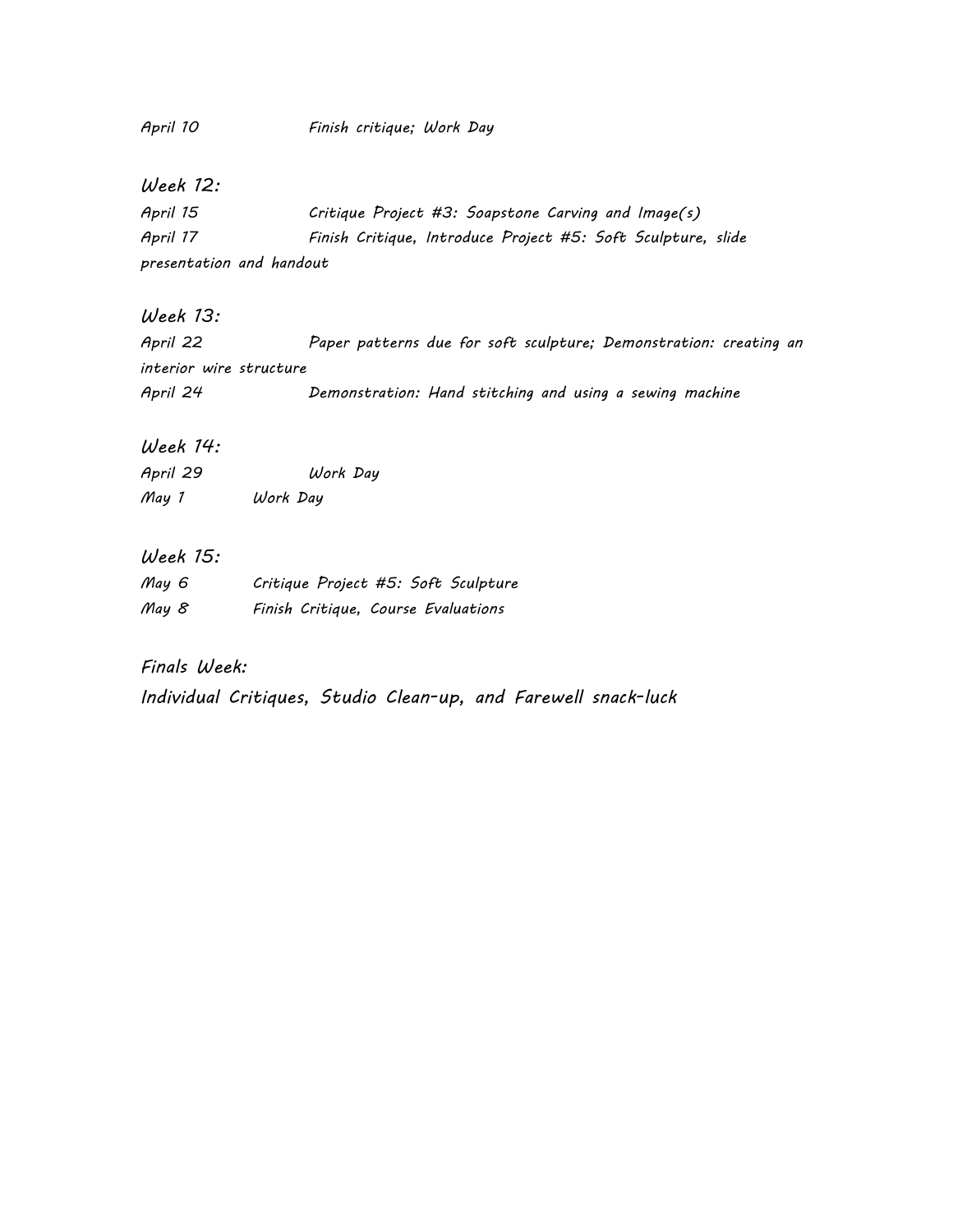*April 10 Finish critique; Work Day*

*Week 12:*

*April 15 Critique Project #3: Soapstone Carving and Image(s)*
*April 17 Finish Critique, Introduce Project #5: Soft Sculpture, slide presentation and handout*

*Week 13:*

*April 22 Paper patterns due for soft sculpture; Demonstration: creating an interior wire structure*
*April 24 Demonstration: Hand stitching and using a sewing machine*

*Week 14:*

*April 29 Work Day*
*May 1 Work Day*

*Week 15:*

*May 6 Critique Project #5: Soft Sculpture*
*May 8 Finish Critique, Course Evaluations*

*Finals Week:*

*Individual Critiques, Studio Clean-up, and Farewell snack-luck*